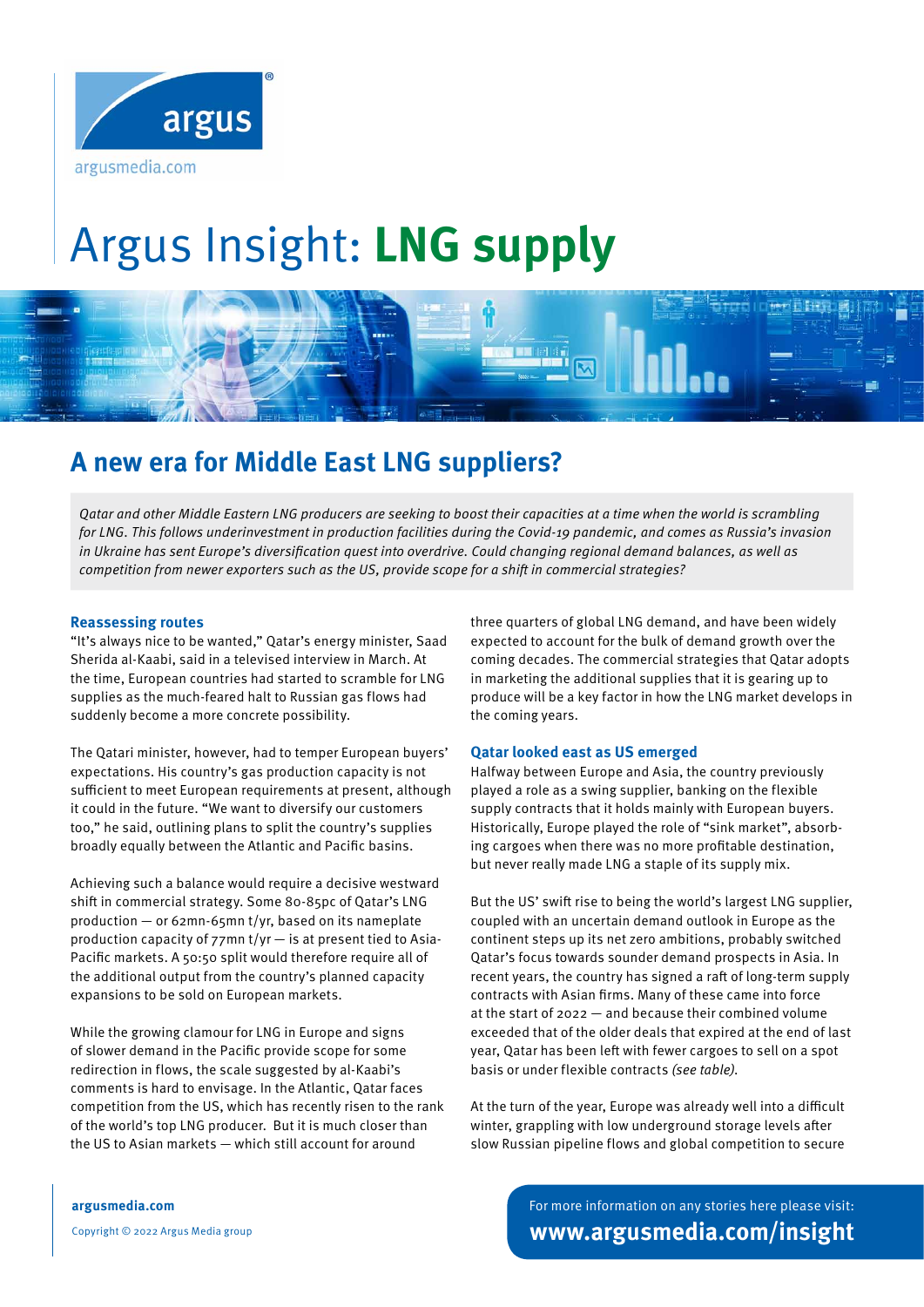# Argus Insight: **LNG supply**

## A new era for Middle East LNG suppliers?

*Qatar and other Middle Eastern LNG producers are seeking to boost their capacities at a time when the world is scrambling for LNG. This follows underinvestment in production facilities during the Covid-19 pandemic, and comes as Russia's invasion in Ukraine has sent Europe's diversification quest into overdrive. Could changing regional demand balances, as well as competition from newer exporters such as the US, provide scope for a shift in commercial strategies?*

### Reassessing routes

"It's always nice to be wanted," Qatar's energy minister, Saad Sherida al-Kaabi, said in a televised interview in March. At the time, European countries had started to scramble for LNG supplies as the much-feared halt to Russian gas flows had suddenly become a more concrete possibility.

The Qatari minister, however, had to temper European buyers' expectations. His country's gas production capacity is not sufficient to meet European requirements at present, although it could in the future. "We want to diversify our customers too," he said, outlining plans to split the country's supplies broadly equally between the Atlantic and Pacific basins.

Achieving such a balance would require a decisive westward shift in commercial strategy. Some 80-85pc of Qatar's LNG production — or 62mn-65mn t/yr, based on its nameplate production capacity of 77mn t/yr — is at present tied to Asia-Pacific markets. A 50:50 split would therefore require all of the additional output from the country's planned capacity expansions to be sold on European markets.

While the growing clamour for LNG in Europe and signs of slower demand in the Pacific provide scope for some redirection in flows, the scale suggested by al-Kaabi's comments is hard to envisage. In the Atlantic, Qatar faces competition from the US, which has recently risen to the rank of the world's top LNG producer. But it is much closer than the US to Asian markets — which still account for around three quarters of global LNG demand, and have been widely expected to account for the bulk of demand growth over the coming decades. The commercial strategies that Qatar adopts in marketing the additional supplies that it is gearing up to produce will be a key factor in how the LNG market develops in the coming years.

### Qatar looked east as US emerged

Halfway between Europe and Asia, the country previously played a role as a swing supplier, banking on the flexible supply contracts that it holds mainly with European buyers. Historically, Europe played the role of "sink market", absorbing cargoes when there was no more profitable destination, but never really made LNG a staple of its supply mix.

But the US' swift rise to being the world's largest LNG supplier, coupled with an uncertain demand outlook in Europe as the continent steps up its net zero ambitions, probably switched Qatar's focus towards sounder demand prospects in Asia. In recent years, the country has signed a raft of long-term supply contracts with Asian firms. Many of these came into force at the start of 2022 — and because their combined volume exceeded that of the older deals that expired at the end of last year, Qatar has been left with fewer cargoes to sell on a spot basis or under flexible contracts *(see table)*.

At the turn of the year, Europe was already well into a difficult winter, grappling with low underground storage levels after slow Russian pipeline flows and global competition to secure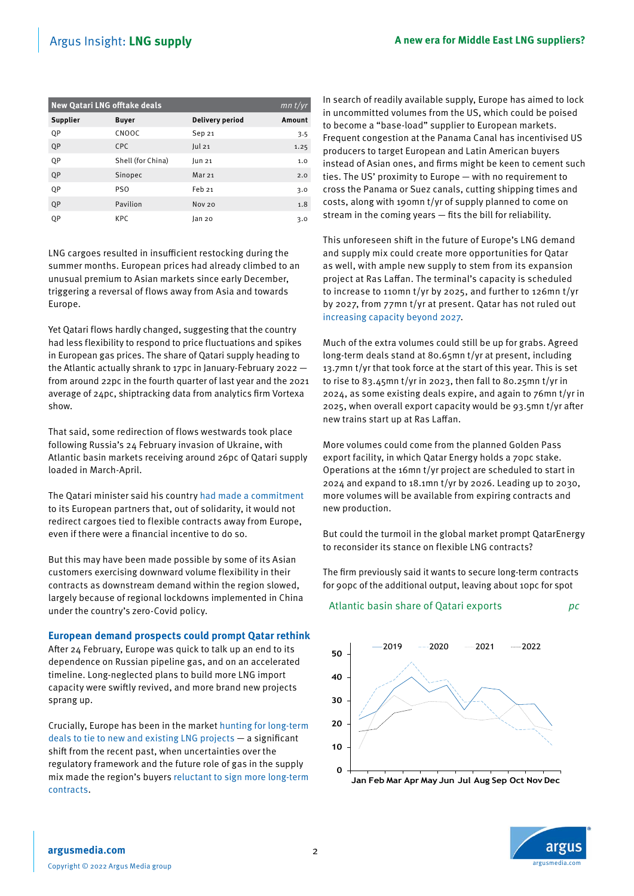| New Qatari LNG offtake deals | | | mn t/yr |
|---|---|---|---|
| **Supplier** | **Buyer** | **Delivery period** | **Amount** |
| QP | CNOOC | Sep 21 | 3.5 |
| QP | CPC | Jul 21 | 1.25 |
| QP | Shell (for China) | Jun 21 | 1.0 |
| QP | Sinopec | Mar 21 | 2.0 |
| QP | PSO | Feb 21 | 3.0 |
| QP | Pavilion | Nov 20 | 1.8 |
| QP | KPC | Jan 20 | 3.0 |

LNG cargoes resulted in insufficient restocking during the summer months. European prices had already climbed to an unusual premium to Asian markets since early December, triggering a reversal of flows away from Asia and towards Europe.

Yet Qatari flows hardly changed, suggesting that the country had less flexibility to respond to price fluctuations and spikes in European gas prices. The share of Qatari supply heading to the Atlantic actually shrank to 17pc in January-February 2022 — from around 22pc in the fourth quarter of last year and the 2021 average of 24pc, shiptracking data from analytics firm Vortexa show.

That said, some redirection of flows westwards took place following Russia's 24 February invasion of Ukraine, with Atlantic basin markets receiving around 26pc of Qatari supply loaded in March-April.

The Qatari minister said his country had made a commitment to its European partners that, out of solidarity, it would not redirect cargoes tied to flexible contracts away from Europe, even if there were a financial incentive to do so.

But this may have been made possible by some of its Asian customers exercising downward volume flexibility in their contracts as downstream demand within the region slowed, largely because of regional lockdowns implemented in China under the country's zero-Covid policy.

## European demand prospects could prompt Qatar rethink

After 24 February, Europe was quick to talk up an end to its dependence on Russian pipeline gas, and on an accelerated timeline. Long-neglected plans to build more LNG import capacity were swiftly revived, and more brand new projects sprang up.

Crucially, Europe has been in the market hunting for long-term deals to tie to new and existing LNG projects — a significant shift from the recent past, when uncertainties over the regulatory framework and the future role of gas in the supply mix made the region's buyers reluctant to sign more long-term contracts.

In search of readily available supply, Europe has aimed to lock in uncommitted volumes from the US, which could be poised to become a "base-load" supplier to European markets. Frequent congestion at the Panama Canal has incentivised US producers to target European and Latin American buyers instead of Asian ones, and firms might be keen to cement such ties. The US' proximity to Europe — with no requirement to cross the Panama or Suez canals, cutting shipping times and costs, along with 190mn t/yr of supply planned to come on stream in the coming years — fits the bill for reliability.

This unforeseen shift in the future of Europe's LNG demand and supply mix could create more opportunities for Qatar as well, with ample new supply to stem from its expansion project at Ras Laffan. The terminal's capacity is scheduled to increase to 110mn t/yr by 2025, and further to 126mn t/yr by 2027, from 77mn t/yr at present. Qatar has not ruled out increasing capacity beyond 2027.

Much of the extra volumes could still be up for grabs. Agreed long-term deals stand at 80.65mn t/yr at present, including 13.7mn t/yr that took force at the start of this year. This is set to rise to 83.45mn t/yr in 2023, then fall to 80.25mn t/yr in 2024, as some existing deals expire, and again to 76mn t/yr in 2025, when overall export capacity would be 93.5mn t/yr after new trains start up at Ras Laffan.

More volumes could come from the planned Golden Pass export facility, in which Qatar Energy holds a 70pc stake. Operations at the 16mn t/yr project are scheduled to start in 2024 and expand to 18.1mn t/yr by 2026. Leading up to 2030, more volumes will be available from expiring contracts and new production.

But could the turmoil in the global market prompt QatarEnergy to reconsider its stance on flexible LNG contracts?

The firm previously said it wants to secure long-term contracts for 90pc of the additional output, leaving about 10pc for spot

Atlantic basin share of Qatari exports — pc

(Chart legend: 2019, 2020, 2021, 2022; y-axis 0–50; x-axis Jan–Dec)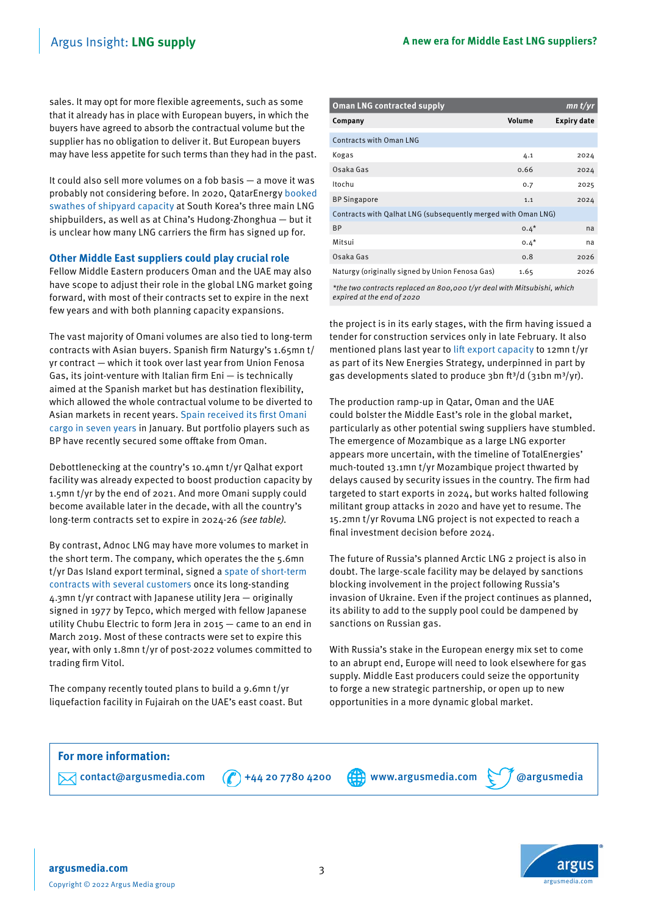sales. It may opt for more flexible agreements, such as some that it already has in place with European buyers, in which the buyers have agreed to absorb the contractual volume but the supplier has no obligation to deliver it. But European buyers may have less appetite for such terms than they had in the past.

It could also sell more volumes on a fob basis — a move it was probably not considering before. In 2020, QatarEnergy booked swathes of shipyard capacity at South Korea's three main LNG shipbuilders, as well as at China's Hudong-Zhonghua — but it is unclear how many LNG carriers the firm has signed up for.

## Other Middle East suppliers could play crucial role

Fellow Middle Eastern producers Oman and the UAE may also have scope to adjust their role in the global LNG market going forward, with most of their contracts set to expire in the next few years and with both planning capacity expansions.

The vast majority of Omani volumes are also tied to long-term contracts with Asian buyers. Spanish firm Naturgy's 1.65mn t/yr contract — which it took over last year from Union Fenosa Gas, its joint-venture with Italian firm Eni — is technically aimed at the Spanish market but has destination flexibility, which allowed the whole contractual volume to be diverted to Asian markets in recent years. Spain received its first Omani cargo in seven years in January. But portfolio players such as BP have recently secured some offtake from Oman.

Debottlenecking at the country's 10.4mn t/yr Qalhat export facility was already expected to boost production capacity by 1.5mn t/yr by the end of 2021. And more Omani supply could become available later in the decade, with all the country's long-term contracts set to expire in 2024-26 *(see table)*.

By contrast, Adnoc LNG may have more volumes to market in the short term. The company, which operates the the 5.6mn t/yr Das Island export terminal, signed a spate of short-term contracts with several customers once its long-standing 4.3mn t/yr contract with Japanese utility Jera — originally signed in 1977 by Tepco, which merged with fellow Japanese utility Chubu Electric to form Jera in 2015 — came to an end in March 2019. Most of these contracts were set to expire this year, with only 1.8mn t/yr of post-2022 volumes committed to trading firm Vitol.

The company recently touted plans to build a 9.6mn t/yr liquefaction facility in Fujairah on the UAE's east coast. But the project is in its early stages, with the firm having issued a tender for construction services only in late February. It also mentioned plans last year to lift export capacity to 12mn t/yr as part of its New Energies Strategy, underpinned in part by gas developments slated to produce 3bn ft³/d (31bn m³/yr).

| Oman LNG contracted supply | | *mn t/yr* |
|---|---|---|
| **Company** | **Volume** | **Expiry date** |
| Contracts with Oman LNG | | |
| Kogas | 4.1 | 2024 |
| Osaka Gas | 0.66 | 2024 |
| Itochu | 0.7 | 2025 |
| BP Singapore | 1.1 | 2024 |
| Contracts with Qalhat LNG (subsequently merged with Oman LNG) | | |
| BP | 0.4* | na |
| Mitsui | 0.4* | na |
| Osaka Gas | 0.8 | 2026 |
| Naturgy (originally signed by Union Fenosa Gas) | 1.65 | 2026 |

*\*the two contracts replaced an 800,000 t/yr deal with Mitsubishi, which expired at the end of 2020*

The production ramp-up in Qatar, Oman and the UAE could bolster the Middle East's role in the global market, particularly as other potential swing suppliers have stumbled. The emergence of Mozambique as a large LNG exporter appears more uncertain, with the timeline of TotalEnergies' much-touted 13.1mn t/yr Mozambique project thwarted by delays caused by security issues in the country. The firm had targeted to start exports in 2024, but works halted following militant group attacks in 2020 and have yet to resume. The 15.2mn t/yr Rovuma LNG project is not expected to reach a final investment decision before 2024.

The future of Russia's planned Arctic LNG 2 project is also in doubt. The large-scale facility may be delayed by sanctions blocking involvement in the project following Russia's invasion of Ukraine. Even if the project continues as planned, its ability to add to the supply pool could be dampened by sanctions on Russian gas.

With Russia's stake in the European energy mix set to come to an abrupt end, Europe will need to look elsewhere for gas supply. Middle East producers could seize the opportunity to forge a new strategic partnership, or open up to new opportunities in a more dynamic global market.

**For more information:**

contact@argusmedia.com | +44 20 7780 4200 | www.argusmedia.com | @argusmedia